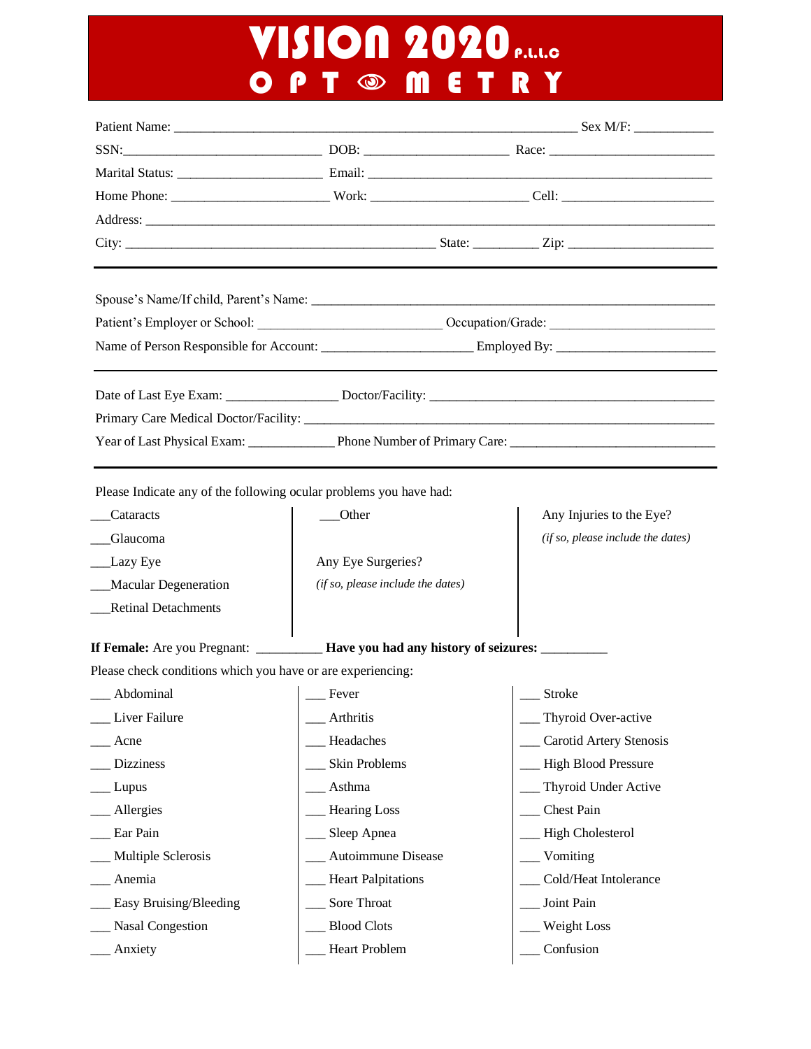# VISION 2020 P.L.L.C

## OPTOMETRY

Patient Name: ______________________________________________ Sex M/F: __________

SSN: ________________________ DOB: __________________ Race: ____________________

Marital Status: __________________ Email: ________________________________________

Home Phone: ___________________ Work: ___________________ Cell: __________________

Address: _______________________________________________________________________

City: _____________________________________ State: ________ Zip: __________________

---

Spouse's Name/If child, Parent's Name: ___________________________________________

Patient's Employer or School: _____________________ Occupation/Grade: ________________

Name of Person Responsible for Account: __________________ Employed By: ________________

---

Date of Last Eye Exam: ______________ Doctor/Facility: ___________________________________

Primary Care Medical Doctor/Facility: _____________________________________________

Year of Last Physical Exam: ___________ Phone Number of Primary Care: ___________________

---

Please Indicate any of the following ocular problems you have had:

___Cataracts

___Glaucoma

___Lazy Eye

___Macular Degeneration

___Retinal Detachments

___Other

Any Eye Surgeries?

*(if so, please include the dates)*

Any Injuries to the Eye?

*(if so, please include the dates)*

**If Female:** Are you Pregnant: _________ **Have you had any history of seizures:** _________

Please check conditions which you have or are experiencing:

| | | |
|---|---|---|
| ___ Abdominal | ___ Fever | ___ Stroke |
| ___ Liver Failure | ___ Arthritis | ___ Thyroid Over-active |
| ___ Acne | ___ Headaches | ___ Carotid Artery Stenosis |
| ___ Dizziness | ___ Skin Problems | ___ High Blood Pressure |
| ___ Lupus | ___ Asthma | ___ Thyroid Under Active |
| ___ Allergies | ___ Hearing Loss | ___ Chest Pain |
| ___ Ear Pain | ___ Sleep Apnea | ___ High Cholesterol |
| ___ Multiple Sclerosis | ___ Autoimmune Disease | ___ Vomiting |
| ___ Anemia | ___ Heart Palpitations | ___ Cold/Heat Intolerance |
| ___ Easy Bruising/Bleeding | ___ Sore Throat | ___ Joint Pain |
| ___ Nasal Congestion | ___ Blood Clots | ___ Weight Loss |
| ___ Anxiety | ___ Heart Problem | ___ Confusion |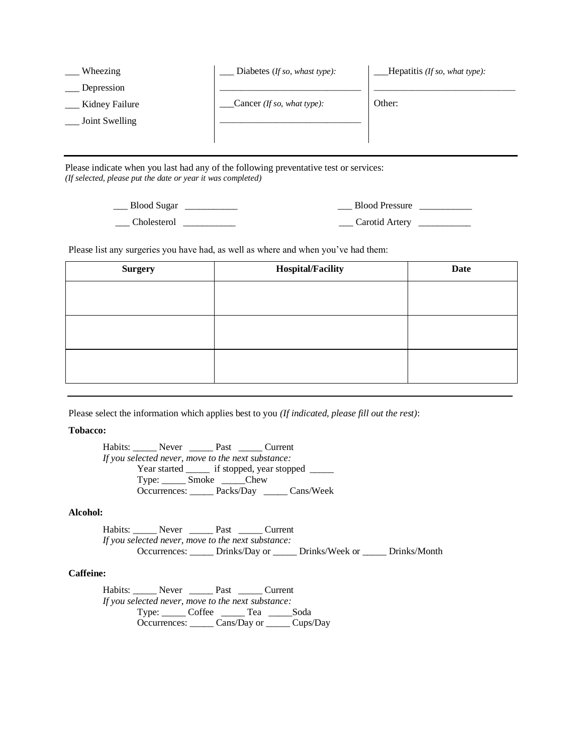___ Wheezing

___ Depression

___ Kidney Failure

___ Joint Swelling

___ Diabetes (*If so, whast type):*

______________________________

___Cancer *(If so, what type):*

______________________________

___Hepatitis *(If so, what type):*

______________________________

Other:

---

Please indicate when you last had any of the following preventative test or services:
*(If selected, please put the date or year it was completed)*

___ Blood Sugar ___________

___ Blood Pressure ___________

___ Cholesterol ___________

___ Carotid Artery ___________

Please list any surgeries you have had, as well as where and when you've had them:

| Surgery | Hospital/Facility | Date |
|---|---|---|
| | | |
| | | |
| | | |

---

Please select the information which applies best to you *(If indicated, please fill out the rest)*:

**Tobacco:**

Habits: _____ Never _____ Past _____ Current
*If you selected never, move to the next substance:*
Year started _____ if stopped, year stopped _____
Type: _____ Smoke _____Chew
Occurrences: _____ Packs/Day _____ Cans/Week

**Alcohol:**

Habits: _____ Never _____ Past _____ Current
*If you selected never, move to the next substance:*
Occurrences: _____ Drinks/Day or _____ Drinks/Week or _____ Drinks/Month

**Caffeine:**

Habits: _____ Never _____ Past _____ Current
*If you selected never, move to the next substance:*
Type: _____ Coffee _____ Tea _____Soda
Occurrences: _____ Cans/Day or _____ Cups/Day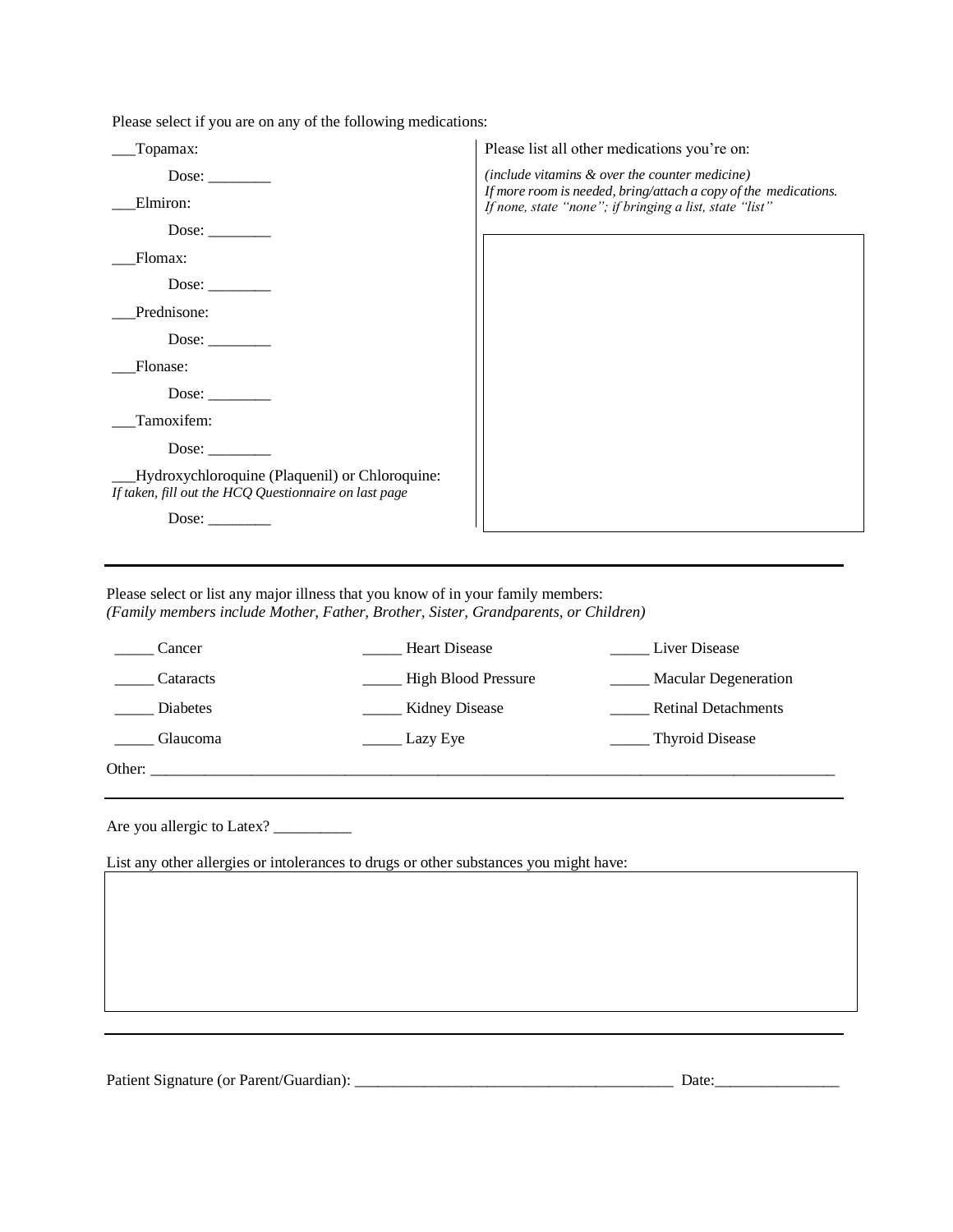Please select if you are on any of the following medications:

___Topamax:

Dose: ________

___Elmiron:

Dose: ________

___Flomax:

Dose: ________

___Prednisone:

Dose: ________

___Flonase:

Dose: ________

___Tamoxifem:

Dose: ________

___Hydroxychloroquine (Plaquenil) or Chloroquine:
*If taken, fill out the HCQ Questionnaire on last page*

Dose: ________

Please list all other medications you're on:

*(include vitamins & over the counter medicine)*
*If more room is needed, bring/attach a copy of the medications.*
*If none, state "none"; if bringing a list, state "list"*

---

Please select or list any major illness that you know of in your family members:
*(Family members include Mother, Father, Brother, Sister, Grandparents, or Children)*

| | | |
|---|---|---|
| _____ Cancer | _____ Heart Disease | _____ Liver Disease |
| _____ Cataracts | _____ High Blood Pressure | _____ Macular Degeneration |
| _____ Diabetes | _____ Kidney Disease | _____ Retinal Detachments |
| _____ Glaucoma | _____ Lazy Eye | _____ Thyroid Disease |

Other: ________________________________________________________________________________________

---

Are you allergic to Latex? __________

List any other allergies or intolerances to drugs or other substances you might have:

---

Patient Signature (or Parent/Guardian): ________________________________________ Date:________________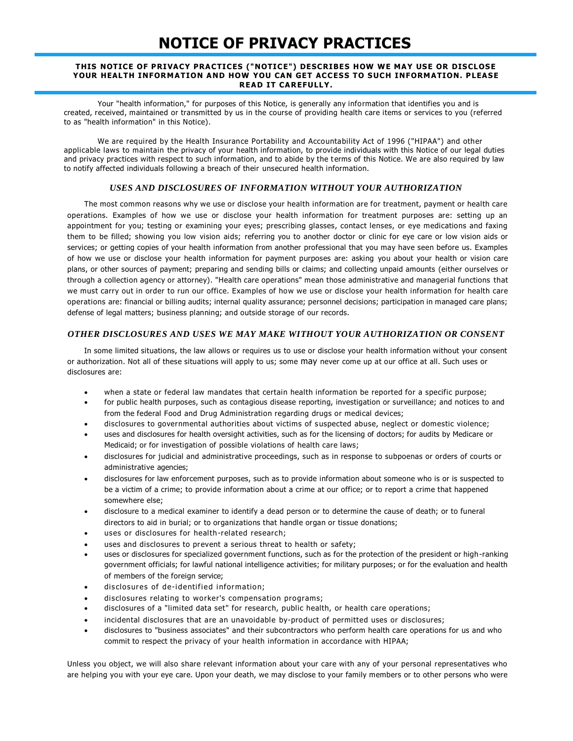# NOTICE OF PRIVACY PRACTICES

**THIS NOTICE OF PRIVACY PRACTICES ("NOTICE") DESCRIBES HOW WE MAY USE OR DISCLOSE YOUR HEALTH INFORMATION AND HOW YOU CAN GET ACCESS TO SUCH INFORMATION. PLEASE READ IT CAREFULLY.**

Your "health information," for purposes of this Notice, is generally any information that identifies you and is created, received, maintained or transmitted by us in the course of providing health care items or services to you (referred to as "health information" in this Notice).

We are required by the Health Insurance Portability and Accountability Act of 1996 ("HIPAA") and other applicable laws to maintain the privacy of your health information, to provide individuals with this Notice of our legal duties and privacy practices with respect to such information, and to abide by the terms of this Notice. We are also required by law to notify affected individuals following a breach of their unsecured health information.

### *USES AND DISCLOSURES OF INFORMATION WITHOUT YOUR AUTHORIZATION*

The most common reasons why we use or disclose your health information are for treatment, payment or health care operations. Examples of how we use or disclose your health information for treatment purposes are: setting up an appointment for you; testing or examining your eyes; prescribing glasses, contact lenses, or eye medications and faxing them to be filled; showing you low vision aids; referring you to another doctor or clinic for eye care or low vision aids or services; or getting copies of your health information from another professional that you may have seen before us. Examples of how we use or disclose your health information for payment purposes are: asking you about your health or vision care plans, or other sources of payment; preparing and sending bills or claims; and collecting unpaid amounts (either ourselves or through a collection agency or attorney). "Health care operations" mean those administrative and managerial functions that we must carry out in order to run our office. Examples of how we use or disclose your health information for health care operations are: financial or billing audits; internal quality assurance; personnel decisions; participation in managed care plans; defense of legal matters; business planning; and outside storage of our records.

### *OTHER DISCLOSURES AND USES WE MAY MAKE WITHOUT YOUR AUTHORIZATION OR CONSENT*

In some limited situations, the law allows or requires us to use or disclose your health information without your consent or authorization. Not all of these situations will apply to us; some may never come up at our office at all. Such uses or disclosures are:

- when a state or federal law mandates that certain health information be reported for a specific purpose;
- for public health purposes, such as contagious disease reporting, investigation or surveillance; and notices to and from the federal Food and Drug Administration regarding drugs or medical devices;
- disclosures to governmental authorities about victims of suspected abuse, neglect or domestic violence;
- uses and disclosures for health oversight activities, such as for the licensing of doctors; for audits by Medicare or Medicaid; or for investigation of possible violations of health care laws;
- disclosures for judicial and administrative proceedings, such as in response to subpoenas or orders of courts or administrative agencies;
- disclosures for law enforcement purposes, such as to provide information about someone who is or is suspected to be a victim of a crime; to provide information about a crime at our office; or to report a crime that happened somewhere else;
- disclosure to a medical examiner to identify a dead person or to determine the cause of death; or to funeral directors to aid in burial; or to organizations that handle organ or tissue donations;
- uses or disclosures for health-related research;
- uses and disclosures to prevent a serious threat to health or safety;
- uses or disclosures for specialized government functions, such as for the protection of the president or high-ranking government officials; for lawful national intelligence activities; for military purposes; or for the evaluation and health of members of the foreign service;
- disclosures of de-identified information;
- disclosures relating to worker's compensation programs;
- disclosures of a "limited data set" for research, public health, or health care operations;
- incidental disclosures that are an unavoidable by-product of permitted uses or disclosures;
- disclosures to "business associates" and their subcontractors who perform health care operations for us and who commit to respect the privacy of your health information in accordance with HIPAA;

Unless you object, we will also share relevant information about your care with any of your personal representatives who are helping you with your eye care. Upon your death, we may disclose to your family members or to other persons who were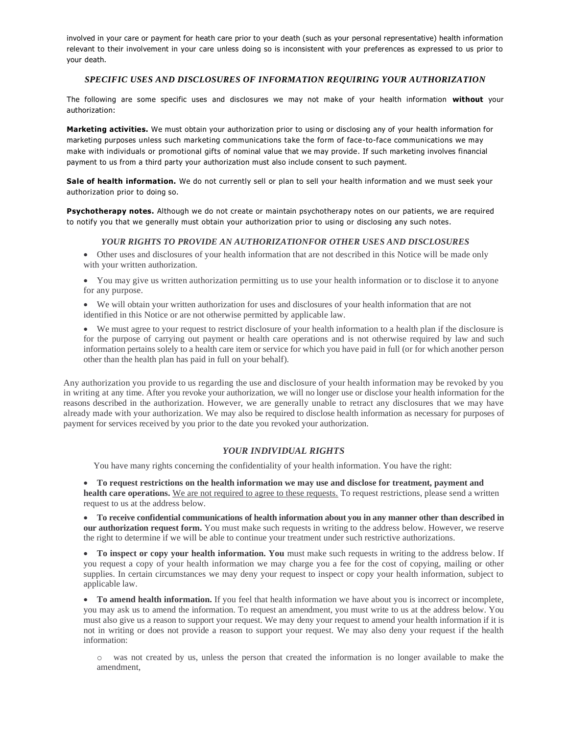involved in your care or payment for heath care prior to your death (such as your personal representative) health information relevant to their involvement in your care unless doing so is inconsistent with your preferences as expressed to us prior to your death.

### *SPECIFIC USES AND DISCLOSURES OF INFORMATION REQUIRING YOUR AUTHORIZATION*

The following are some specific uses and disclosures we may not make of your health information **without** your authorization:

**Marketing activities.** We must obtain your authorization prior to using or disclosing any of your health information for marketing purposes unless such marketing communications take the form of face-to-face communications we may make with individuals or promotional gifts of nominal value that we may provide. If such marketing involves financial payment to us from a third party your authorization must also include consent to such payment.

**Sale of health information.** We do not currently sell or plan to sell your health information and we must seek your authorization prior to doing so.

**Psychotherapy notes.** Although we do not create or maintain psychotherapy notes on our patients, we are required to notify you that we generally must obtain your authorization prior to using or disclosing any such notes.

### *YOUR RIGHTS TO PROVIDE AN AUTHORIZATIONFOR OTHER USES AND DISCLOSURES*

- Other uses and disclosures of your health information that are not described in this Notice will be made only with your written authorization.
- You may give us written authorization permitting us to use your health information or to disclose it to anyone for any purpose.
- We will obtain your written authorization for uses and disclosures of your health information that are not identified in this Notice or are not otherwise permitted by applicable law.
- We must agree to your request to restrict disclosure of your health information to a health plan if the disclosure is for the purpose of carrying out payment or health care operations and is not otherwise required by law and such information pertains solely to a health care item or service for which you have paid in full (or for which another person other than the health plan has paid in full on your behalf).

Any authorization you provide to us regarding the use and disclosure of your health information may be revoked by you in writing at any time. After you revoke your authorization, we will no longer use or disclose your health information for the reasons described in the authorization. However, we are generally unable to retract any disclosures that we may have already made with your authorization. We may also be required to disclose health information as necessary for purposes of payment for services received by you prior to the date you revoked your authorization.

### *YOUR INDIVIDUAL RIGHTS*

You have many rights concerning the confidentiality of your health information. You have the right:

- **To request restrictions on the health information we may use and disclose for treatment, payment and health care operations.** <u>We are not required to agree to these requests.</u> To request restrictions, please send a written request to us at the address below.
- **To receive confidential communications of health information about you in any manner other than described in our authorization request form.** You must make such requests in writing to the address below. However, we reserve the right to determine if we will be able to continue your treatment under such restrictive authorizations.
- **To inspect or copy your health information. You** must make such requests in writing to the address below. If you request a copy of your health information we may charge you a fee for the cost of copying, mailing or other supplies. In certain circumstances we may deny your request to inspect or copy your health information, subject to applicable law.
- **To amend health information.** If you feel that health information we have about you is incorrect or incomplete, you may ask us to amend the information. To request an amendment, you must write to us at the address below. You must also give us a reason to support your request. We may deny your request to amend your health information if it is not in writing or does not provide a reason to support your request. We may also deny your request if the health information:
    - was not created by us, unless the person that created the information is no longer available to make the amendment,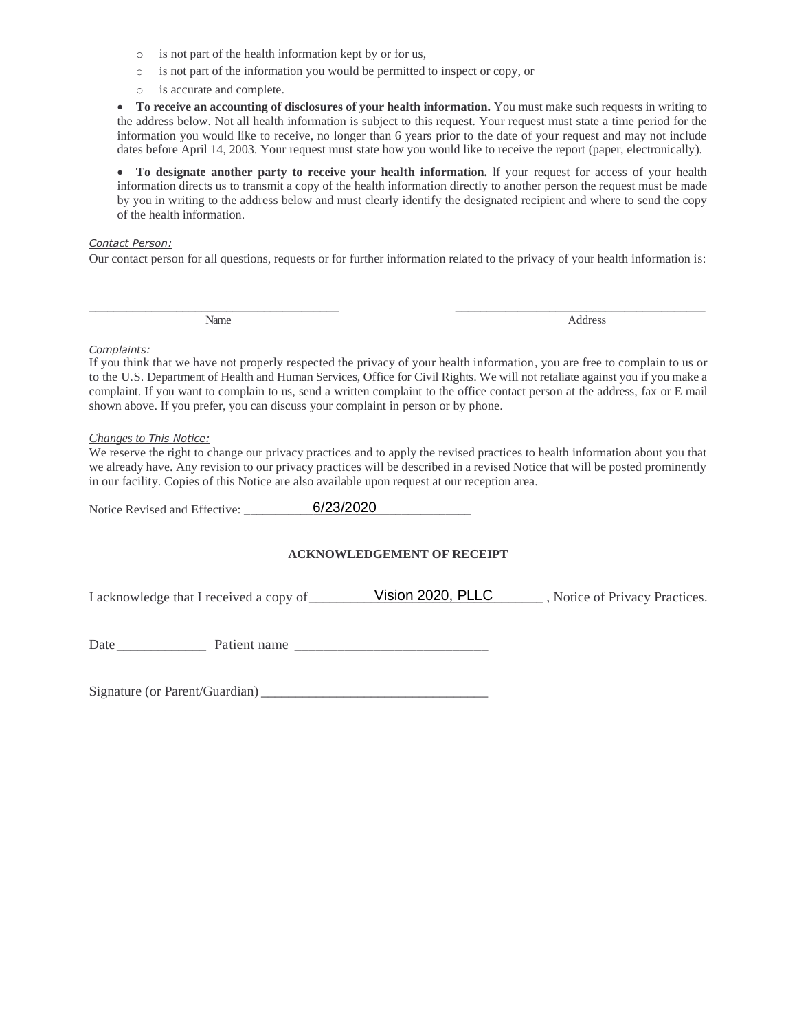- is not part of the health information kept by or for us,
- is not part of the information you would be permitted to inspect or copy, or
- is accurate and complete.

- **To receive an accounting of disclosures of your health information.** You must make such requests in writing to the address below. Not all health information is subject to this request. Your request must state a time period for the information you would like to receive, no longer than 6 years prior to the date of your request and may not include dates before April 14, 2003. Your request must state how you would like to receive the report (paper, electronically).

- **To designate another party to receive your health information.** If your request for access of your health information directs us to transmit a copy of the health information directly to another person the request must be made by you in writing to the address below and must clearly identify the designated recipient and where to send the copy of the health information.

*Contact Person:*

Our contact person for all questions, requests or for further information related to the privacy of your health information is:

_________________________________________ &nbsp;&nbsp;&nbsp;&nbsp; _________________________________________

Name &nbsp;&nbsp;&nbsp;&nbsp; Address

*Complaints:*

If you think that we have not properly respected the privacy of your health information, you are free to complain to us or to the U.S. Department of Health and Human Services, Office for Civil Rights. We will not retaliate against you if you make a complaint. If you want to complain to us, send a written complaint to the office contact person at the address, fax or E mail shown above. If you prefer, you can discuss your complaint in person or by phone.

*Changes to This Notice:*

We reserve the right to change our privacy practices and to apply the revised practices to health information about you that we already have. Any revision to our privacy practices will be described in a revised Notice that will be posted prominently in our facility. Copies of this Notice are also available upon request at our reception area.

Notice Revised and Effective: 6/23/2020

**ACKNOWLEDGEMENT OF RECEIPT**

I acknowledge that I received a copy of Vision 2020, PLLC , Notice of Privacy Practices.

Date_____________ Patient name ____________________________

Signature (or Parent/Guardian) ________________________________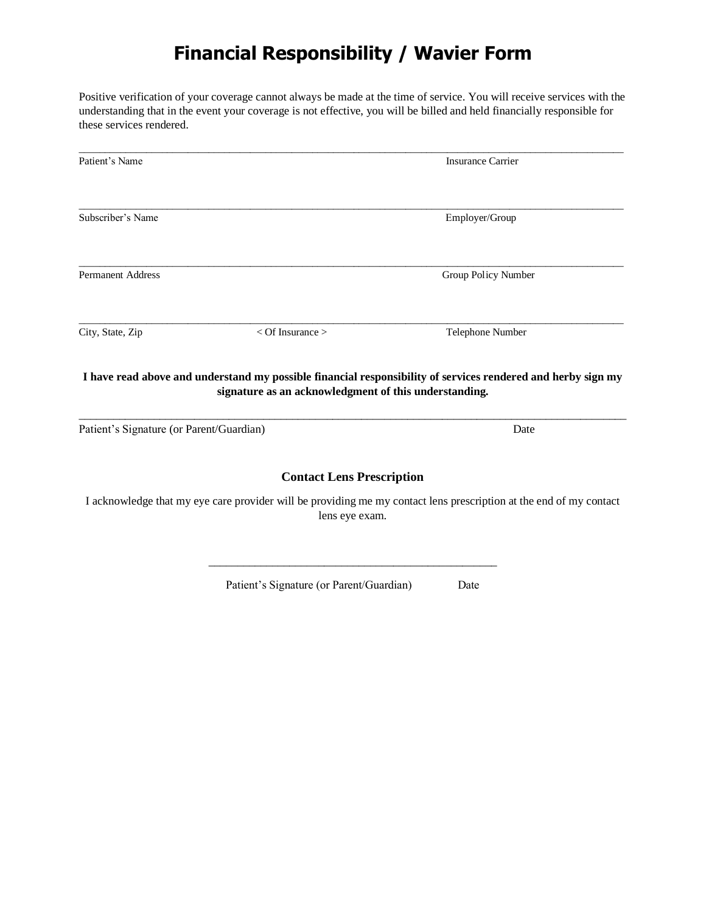# Financial Responsibility / Wavier Form

Positive verification of your coverage cannot always be made at the time of service. You will receive services with the understanding that in the event your coverage is not effective, you will be billed and held financially responsible for these services rendered.

\_\_\_\_\_\_\_\_\_\_\_\_\_\_\_\_\_\_\_\_\_\_\_\_\_\_\_\_\_\_\_\_\_\_\_\_\_\_\_\_\_\_\_\_\_\_\_\_\_\_\_\_\_\_\_\_\_\_\_\_\_\_\_\_\_\_\_\_\_\_\_\_\_\_\_\_\_\_\_\_\_\_\_\_\_\_\_\_\_\_\_\_\_\_\_\_\_\_\_\_\_\_\_\_

Patient's Name                                                                 Insurance Carrier

\_\_\_\_\_\_\_\_\_\_\_\_\_\_\_\_\_\_\_\_\_\_\_\_\_\_\_\_\_\_\_\_\_\_\_\_\_\_\_\_\_\_\_\_\_\_\_\_\_\_\_\_\_\_\_\_\_\_\_\_\_\_\_\_\_\_\_\_\_\_\_\_\_\_\_\_\_\_\_\_\_\_\_\_\_\_\_\_\_\_\_\_\_\_\_\_\_\_\_\_\_\_\_\_

Subscriber's Name                                                              Employer/Group

\_\_\_\_\_\_\_\_\_\_\_\_\_\_\_\_\_\_\_\_\_\_\_\_\_\_\_\_\_\_\_\_\_\_\_\_\_\_\_\_\_\_\_\_\_\_\_\_\_\_\_\_\_\_\_\_\_\_\_\_\_\_\_\_\_\_\_\_\_\_\_\_\_\_\_\_\_\_\_\_\_\_\_\_\_\_\_\_\_\_\_\_\_\_\_\_\_\_\_\_\_\_\_\_

Permanent Address                                                              Group Policy Number

\_\_\_\_\_\_\_\_\_\_\_\_\_\_\_\_\_\_\_\_\_\_\_\_\_\_\_\_\_\_\_\_\_\_\_\_\_\_\_\_\_\_\_\_\_\_\_\_\_\_\_\_\_\_\_\_\_\_\_\_\_\_\_\_\_\_\_\_\_\_\_\_\_\_\_\_\_\_\_\_\_\_\_\_\_\_\_\_\_\_\_\_\_\_\_\_\_\_\_\_\_\_\_\_

City, State, Zip                    < Of Insurance >                           Telephone Number

**I have read above and understand my possible financial responsibility of services rendered and herby sign my signature as an acknowledgment of this understanding.**

\_\_\_\_\_\_\_\_\_\_\_\_\_\_\_\_\_\_\_\_\_\_\_\_\_\_\_\_\_\_\_\_\_\_\_\_\_\_\_\_\_\_\_\_\_\_\_\_\_\_\_\_\_\_\_\_\_\_\_\_\_\_\_\_\_\_\_\_\_\_\_\_\_\_\_\_\_\_\_\_\_\_\_\_\_\_\_\_\_\_\_\_\_\_\_\_\_\_\_\_\_\_\_\_

Patient's Signature (or Parent/Guardian)                                       Date

## Contact Lens Prescription

I acknowledge that my eye care provider will be providing me my contact lens prescription at the end of my contact lens eye exam.

\_\_\_\_\_\_\_\_\_\_\_\_\_\_\_\_\_\_\_\_\_\_\_\_\_\_\_\_\_\_\_\_\_\_\_\_\_\_\_\_\_\_\_\_\_\_\_\_\_\_

Patient's Signature (or Parent/Guardian)          Date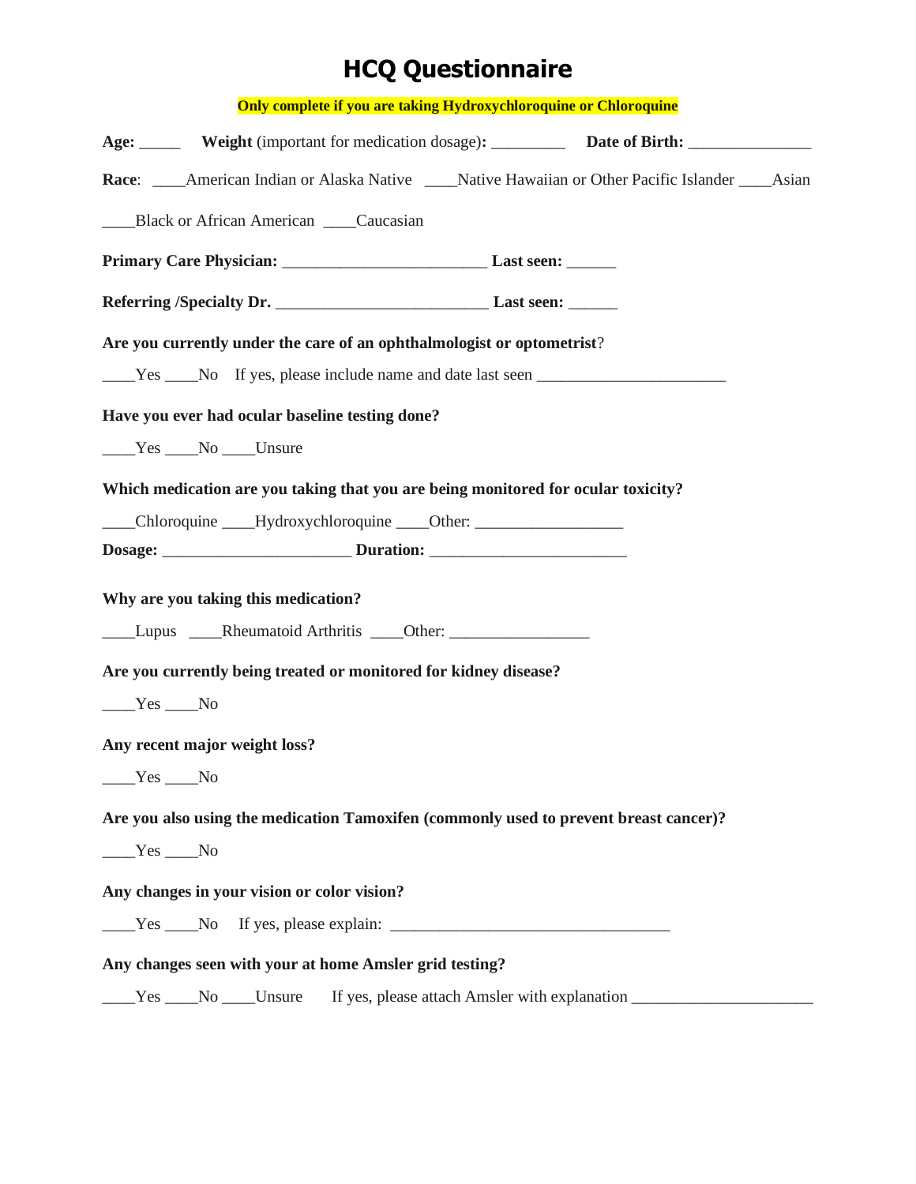# HCQ Questionnaire

**Only complete if you are taking Hydroxychloroquine or Chloroquine**

**Age:** _____ **Weight** (important for medication dosage)**:** _________ **Date of Birth:** _______________

**Race**: ____American Indian or Alaska Native ____Native Hawaiian or Other Pacific Islander ____Asian

____Black or African American ____Caucasian

**Primary Care Physician:** _________________________ **Last seen:** ______

**Referring /Specialty Dr.** __________________________ **Last seen:** ______

**Are you currently under the care of an ophthalmologist or optometrist**?

____Yes ____No If yes, please include name and date last seen _______________________

**Have you ever had ocular baseline testing done?**

____Yes ____No ____Unsure

**Which medication are you taking that you are being monitored for ocular toxicity?**

____Chloroquine ____Hydroxychloroquine ____Other: __________________

**Dosage:** _______________________ **Duration:** ________________________

**Why are you taking this medication?**

____Lupus ____Rheumatoid Arthritis ____Other: _________________

**Are you currently being treated or monitored for kidney disease?**

____Yes ____No

**Any recent major weight loss?**

____Yes ____No

**Are you also using the medication Tamoxifen (commonly used to prevent breast cancer)?**

____Yes ____No

**Any changes in your vision or color vision?**

____Yes ____No If yes, please explain: __________________________________

**Any changes seen with your at home Amsler grid testing?**

____Yes ____No ____Unsure If yes, please attach Amsler with explanation ______________________